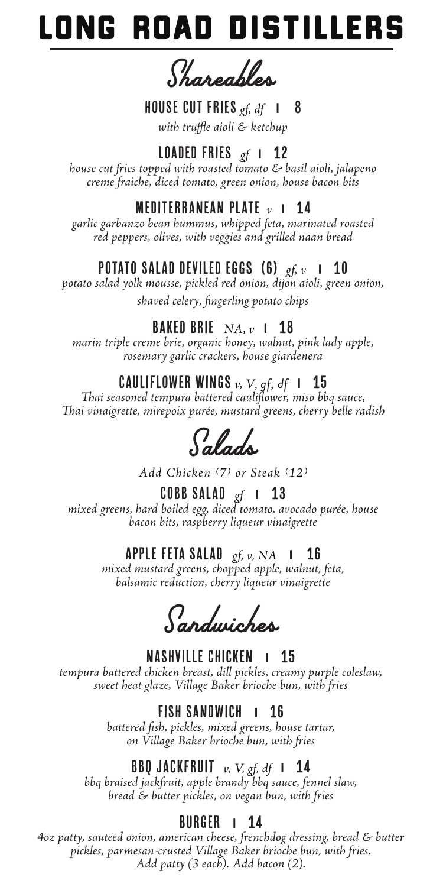# LONG ROAD DISTILLERS

## Shareables

### HOUSE CUT FRIES *gf, df* | 8
*with truffle aioli & ketchup*

### LOADED FRIES *gf* | 12
*house cut fries topped with roasted tomato & basil aioli, jalapeno creme fraiche, diced tomato, green onion, house bacon bits*

### MEDITERRANEAN PLATE *v* | 14
*garlic garbanzo bean hummus, whipped feta, marinated roasted red peppers, olives, with veggies and grilled naan bread*

### POTATO SALAD DEVILED EGGS (6) *gf, v* | 10
*potato salad yolk mousse, pickled red onion, dijon aioli, green onion, shaved celery, fingerling potato chips*

### BAKED BRIE *NA, v* | 18
*marin triple creme brie, organic honey, walnut, pink lady apple, rosemary garlic crackers, house giardenera*

### CAULIFLOWER WINGS *v, V, gf, df* | 15
*Thai seasoned tempura battered cauliflower, miso bbq sauce, Thai vinaigrette, mirepoix purée, mustard greens, cherry belle radish*

## Salads

*Add Chicken (7) or Steak (12)*

### COBB SALAD *gf* | 13
*mixed greens, hard boiled egg, diced tomato, avocado purée, house bacon bits, raspberry liqueur vinaigrette*

### APPLE FETA SALAD *gf, v, NA* | 16
*mixed mustard greens, chopped apple, walnut, feta, balsamic reduction, cherry liqueur vinaigrette*

## Sandwiches

### NASHVILLE CHICKEN | 15
*tempura battered chicken breast, dill pickles, creamy purple coleslaw, sweet heat glaze, Village Baker brioche bun, with fries*

### FISH SANDWICH | 16
*battered fish, pickles, mixed greens, house tartar, on Village Baker brioche bun, with fries*

### BBQ JACKFRUIT *v, V, gf, df* | 14
*bbq braised jackfruit, apple brandy bbq sauce, fennel slaw, bread & butter pickles, on vegan bun, with fries*

### BURGER | 14
*4oz patty, sauteed onion, american cheese, frenchdog dressing, bread & butter pickles, parmesan-crusted Village Baker brioche bun, with fries. Add patty (3 each). Add bacon (2).*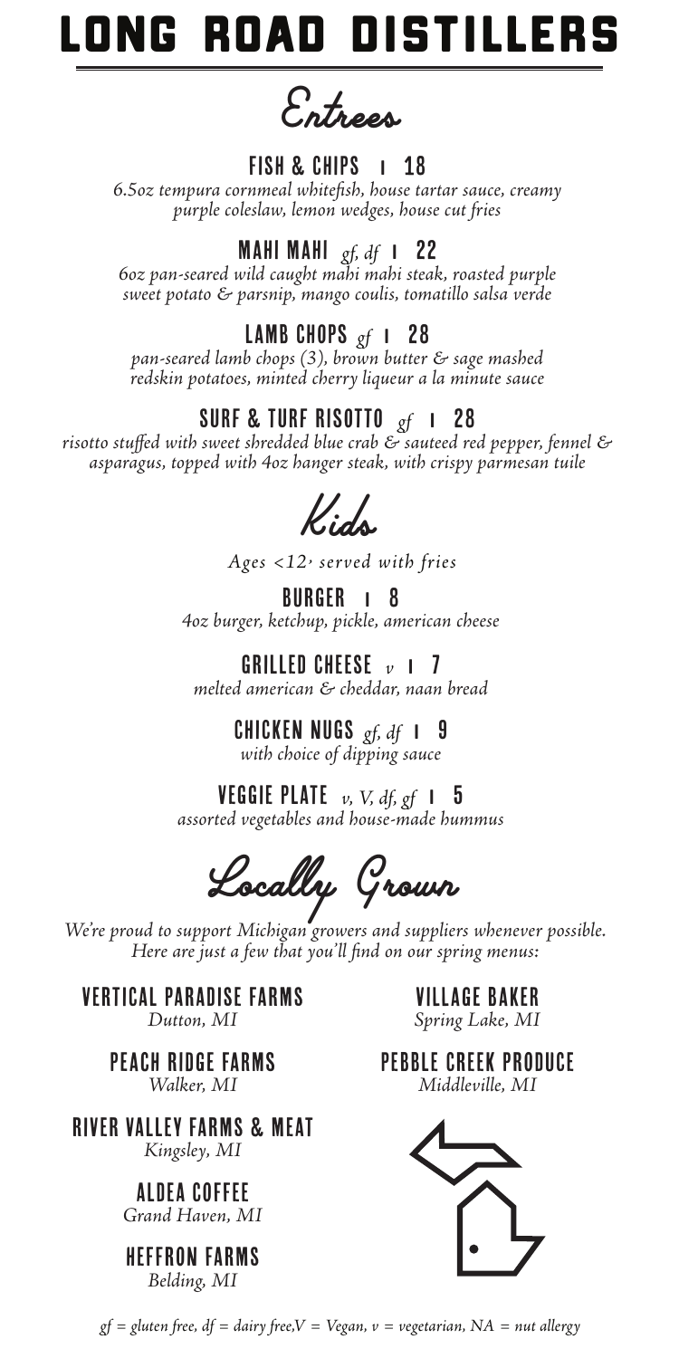# LONG ROAD DISTILLERS

## Entrees

### FISH & CHIPS | 18

*6.5oz tempura cornmeal whitefish, house tartar sauce, creamy purple coleslaw, lemon wedges, house cut fries*

### MAHI MAHI *gf, df* | 22

*6oz pan-seared wild caught mahi mahi steak, roasted purple sweet potato & parsnip, mango coulis, tomatillo salsa verde*

### LAMB CHOPS *gf* | 28

*pan-seared lamb chops (3), brown butter & sage mashed redskin potatoes, minted cherry liqueur a la minute sauce*

### SURF & TURF RISOTTO *gf* | 28

*risotto stuffed with sweet shredded blue crab & sauteed red pepper, fennel & asparagus, topped with 4oz hanger steak, with crispy parmesan tuile*

## Kids

*Ages <12, served with fries*

### BURGER | 8

*4oz burger, ketchup, pickle, american cheese*

### GRILLED CHEESE *v* | 7

*melted american & cheddar, naan bread*

### CHICKEN NUGS *gf, df* | 9

*with choice of dipping sauce*

### VEGGIE PLATE *v, V, df, gf* | 5

*assorted vegetables and house-made hummus*

## Locally Grown

*We're proud to support Michigan growers and suppliers whenever possible. Here are just a few that you'll find on our spring menus:*

**VERTICAL PARADISE FARMS**
*Dutton, MI*

**PEACH RIDGE FARMS**
*Walker, MI*

**RIVER VALLEY FARMS & MEAT**
*Kingsley, MI*

**ALDEA COFFEE**
*Grand Haven, MI*

**HEFFRON FARMS**
*Belding, MI*

**VILLAGE BAKER**
*Spring Lake, MI*

**PEBBLE CREEK PRODUCE**
*Middleville, MI*

*gf = gluten free, df = dairy free, V = Vegan, v = vegetarian, NA = nut allergy*